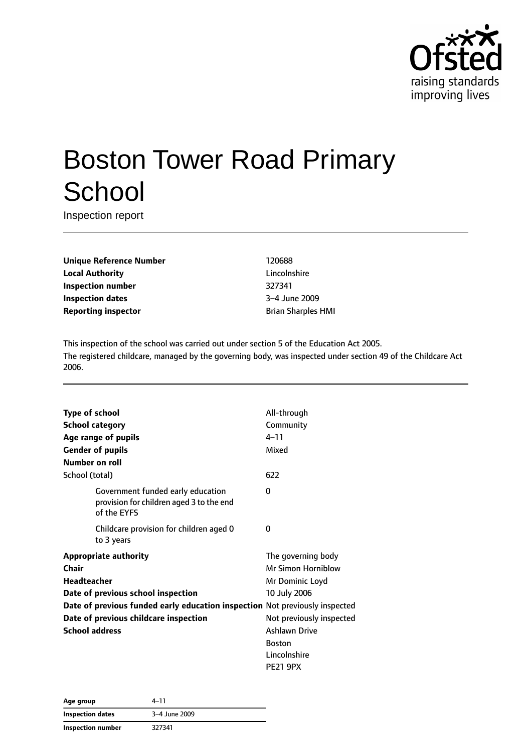# Boston Tower Road Primary School

Inspection report

| | |
|---|---|
| **Unique Reference Number** | 120688 |
| **Local Authority** | Lincolnshire |
| **Inspection number** | 327341 |
| **Inspection dates** | 3–4 June 2009 |
| **Reporting inspector** | Brian Sharples HMI |

This inspection of the school was carried out under section 5 of the Education Act 2005.
The registered childcare, managed by the governing body, was inspected under section 49 of the Childcare Act 2006.

| | |
|---|---|
| **Type of school** | All-through |
| **School category** | Community |
| **Age range of pupils** | 4–11 |
| **Gender of pupils** | Mixed |
| **Number on roll** | |
| School (total) | 622 |
| Government funded early education provision for children aged 3 to the end of the EYFS | 0 |
| Childcare provision for children aged 0 to 3 years | 0 |
| **Appropriate authority** | The governing body |
| **Chair** | Mr Simon Horniblow |
| **Headteacher** | Mr Dominic Loyd |
| **Date of previous school inspection** | 10 July 2006 |
| **Date of previous funded early education inspection** | Not previously inspected |
| **Date of previous childcare inspection** | Not previously inspected |
| **School address** | Ashlawn Drive<br>Boston<br>Lincolnshire<br>PE21 9PX |

| | |
|---|---|
| **Age group** | 4–11 |
| **Inspection dates** | 3–4 June 2009 |
| **Inspection number** | 327341 |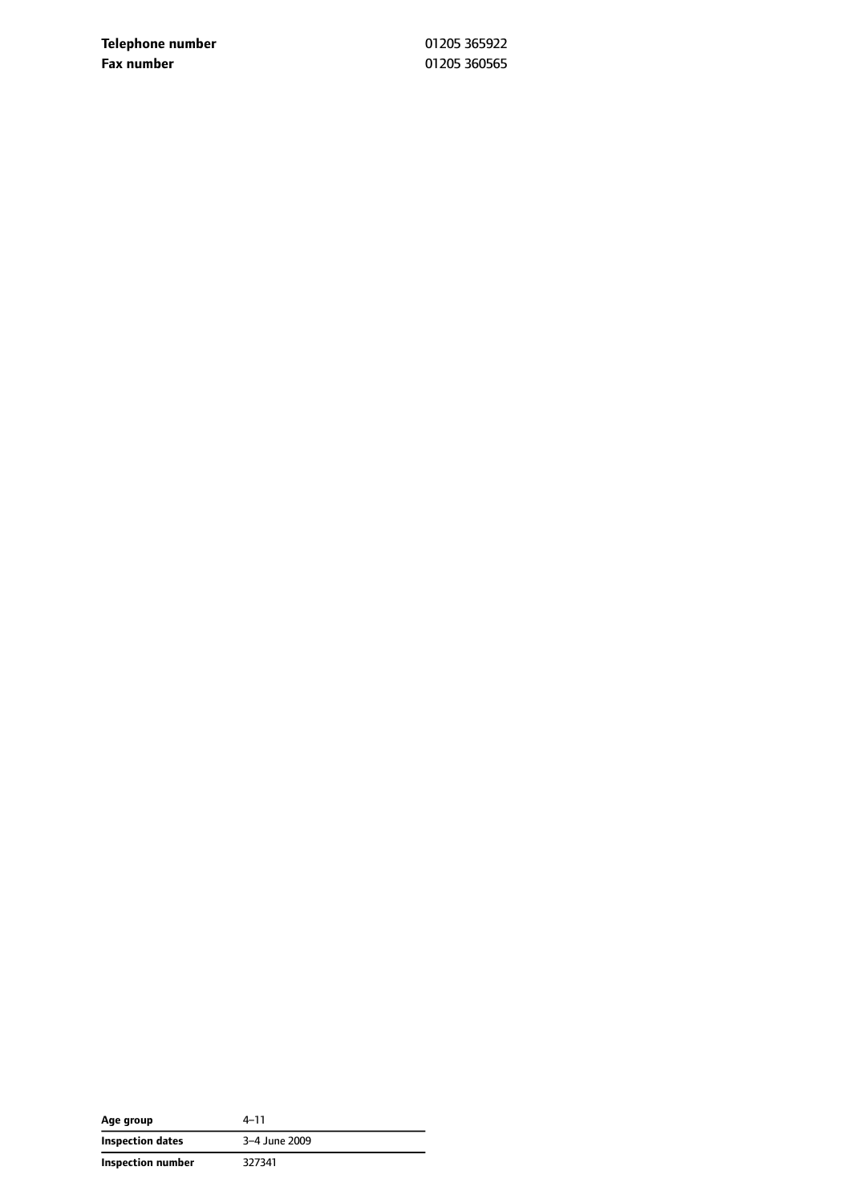| | |
|---|---|
| **Telephone number** | 01205 365922 |
| **Fax number** | 01205 360565 |

| | |
|---|---|
| **Age group** | 4–11 |
| **Inspection dates** | 3–4 June 2009 |
| **Inspection number** | 327341 |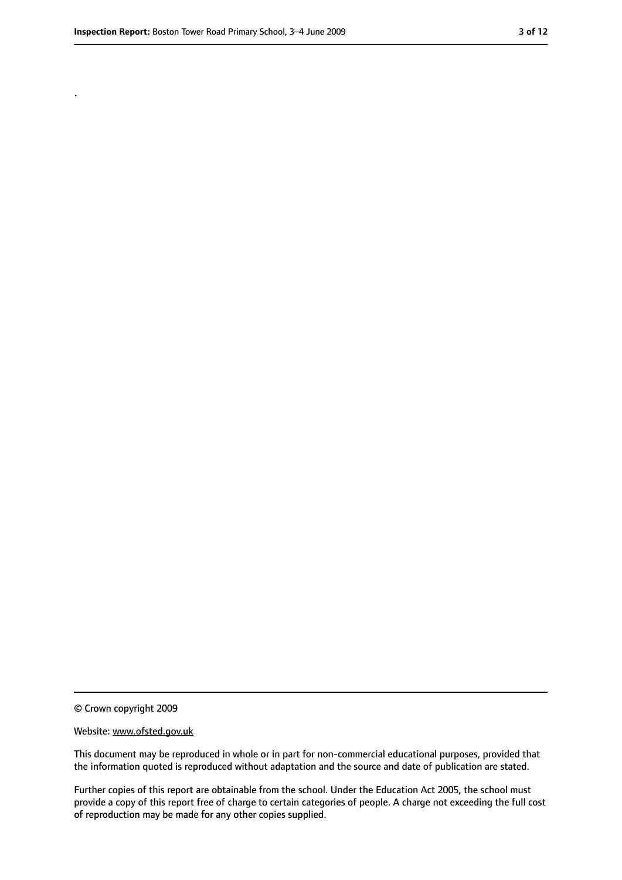.

© Crown copyright 2009

Website: www.ofsted.gov.uk

This document may be reproduced in whole or in part for non-commercial educational purposes, provided that the information quoted is reproduced without adaptation and the source and date of publication are stated.

Further copies of this report are obtainable from the school. Under the Education Act 2005, the school must provide a copy of this report free of charge to certain categories of people. A charge not exceeding the full cost of reproduction may be made for any other copies supplied.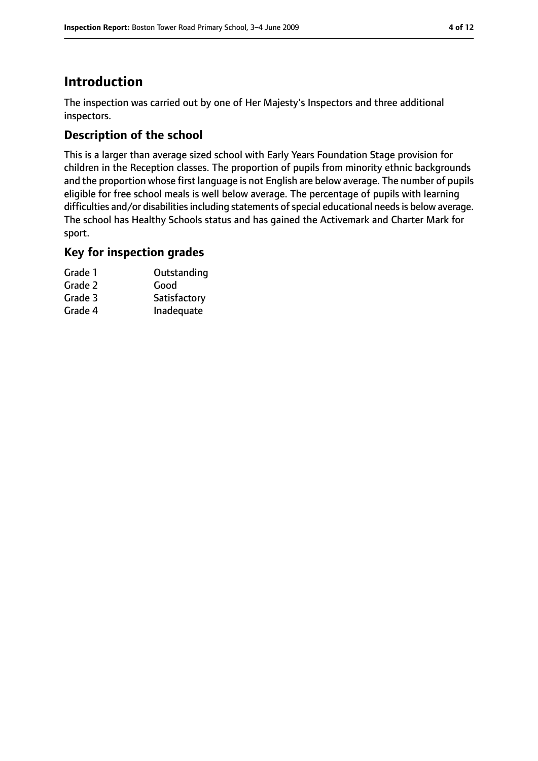# Introduction

The inspection was carried out by one of Her Majesty's Inspectors and three additional inspectors.

## Description of the school

This is a larger than average sized school with Early Years Foundation Stage provision for children in the Reception classes. The proportion of pupils from minority ethnic backgrounds and the proportion whose first language is not English are below average. The number of pupils eligible for free school meals is well below average. The percentage of pupils with learning difficulties and/or disabilities including statements of special educational needs is below average. The school has Healthy Schools status and has gained the Activemark and Charter Mark for sport.

## Key for inspection grades

| | |
|---|---|
| Grade 1 | Outstanding |
| Grade 2 | Good |
| Grade 3 | Satisfactory |
| Grade 4 | Inadequate |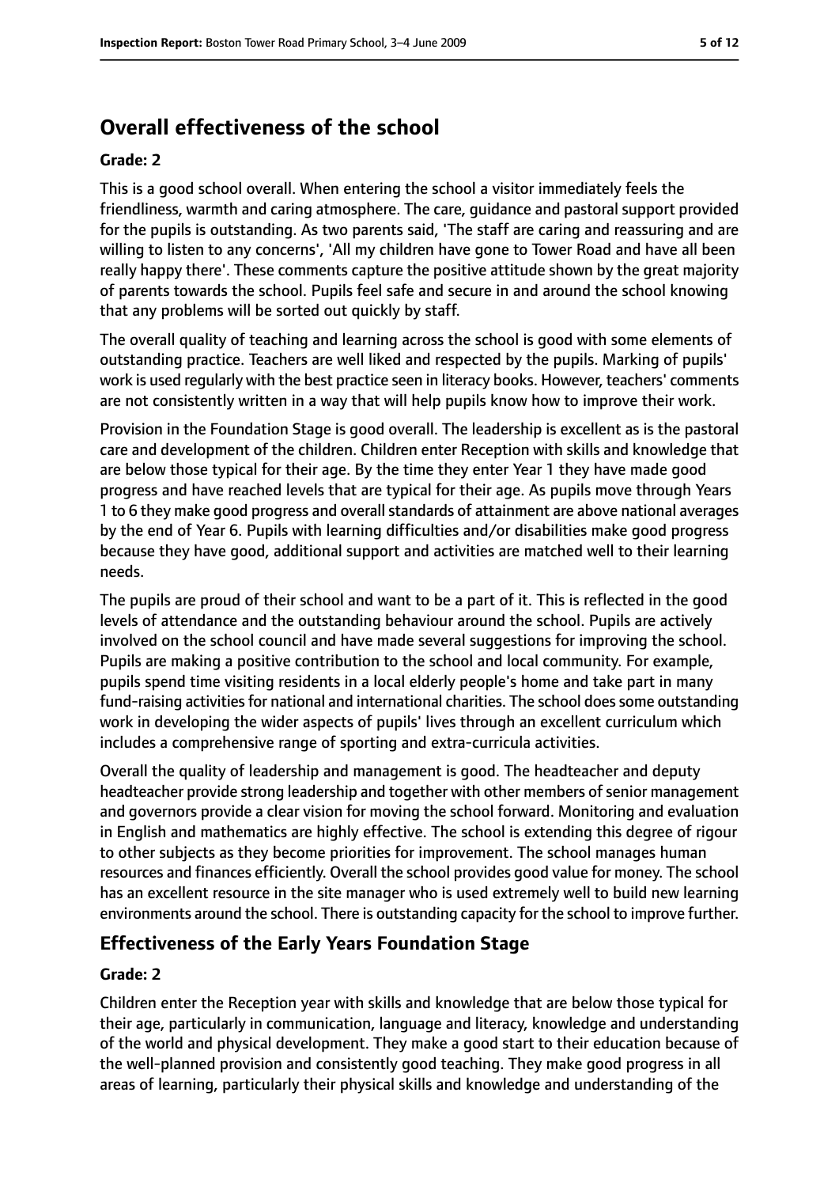## Overall effectiveness of the school

**Grade: 2**

This is a good school overall. When entering the school a visitor immediately feels the friendliness, warmth and caring atmosphere. The care, guidance and pastoral support provided for the pupils is outstanding. As two parents said, 'The staff are caring and reassuring and are willing to listen to any concerns', 'All my children have gone to Tower Road and have all been really happy there'. These comments capture the positive attitude shown by the great majority of parents towards the school. Pupils feel safe and secure in and around the school knowing that any problems will be sorted out quickly by staff.

The overall quality of teaching and learning across the school is good with some elements of outstanding practice. Teachers are well liked and respected by the pupils. Marking of pupils' work is used regularly with the best practice seen in literacy books. However, teachers' comments are not consistently written in a way that will help pupils know how to improve their work.

Provision in the Foundation Stage is good overall. The leadership is excellent as is the pastoral care and development of the children. Children enter Reception with skills and knowledge that are below those typical for their age. By the time they enter Year 1 they have made good progress and have reached levels that are typical for their age. As pupils move through Years 1 to 6 they make good progress and overall standards of attainment are above national averages by the end of Year 6. Pupils with learning difficulties and/or disabilities make good progress because they have good, additional support and activities are matched well to their learning needs.

The pupils are proud of their school and want to be a part of it. This is reflected in the good levels of attendance and the outstanding behaviour around the school. Pupils are actively involved on the school council and have made several suggestions for improving the school. Pupils are making a positive contribution to the school and local community. For example, pupils spend time visiting residents in a local elderly people's home and take part in many fund-raising activities for national and international charities. The school does some outstanding work in developing the wider aspects of pupils' lives through an excellent curriculum which includes a comprehensive range of sporting and extra-curricula activities.

Overall the quality of leadership and management is good. The headteacher and deputy headteacher provide strong leadership and together with other members of senior management and governors provide a clear vision for moving the school forward. Monitoring and evaluation in English and mathematics are highly effective. The school is extending this degree of rigour to other subjects as they become priorities for improvement. The school manages human resources and finances efficiently. Overall the school provides good value for money. The school has an excellent resource in the site manager who is used extremely well to build new learning environments around the school. There is outstanding capacity for the school to improve further.

## Effectiveness of the Early Years Foundation Stage

**Grade: 2**

Children enter the Reception year with skills and knowledge that are below those typical for their age, particularly in communication, language and literacy, knowledge and understanding of the world and physical development. They make a good start to their education because of the well-planned provision and consistently good teaching. They make good progress in all areas of learning, particularly their physical skills and knowledge and understanding of the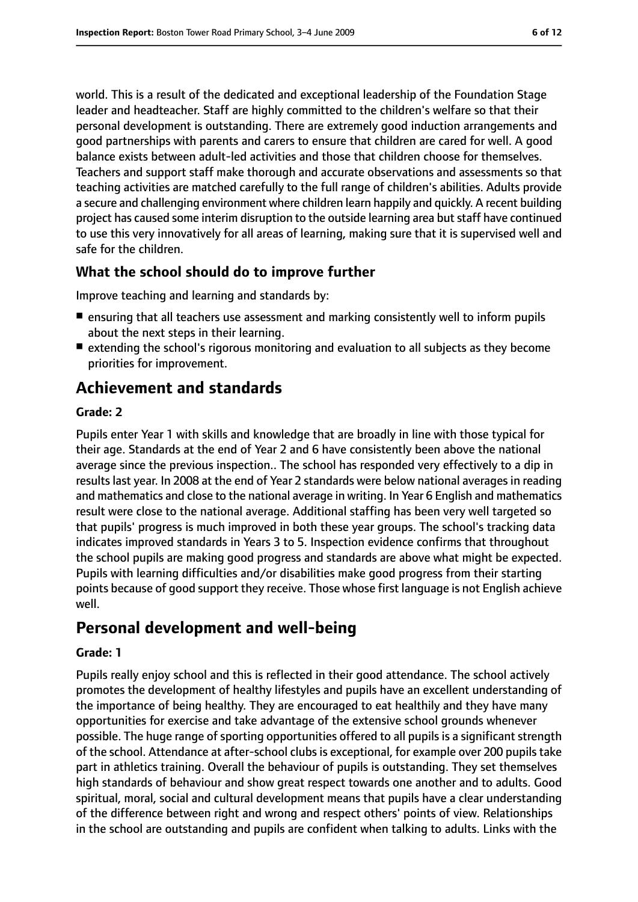world. This is a result of the dedicated and exceptional leadership of the Foundation Stage leader and headteacher. Staff are highly committed to the children's welfare so that their personal development is outstanding. There are extremely good induction arrangements and good partnerships with parents and carers to ensure that children are cared for well. A good balance exists between adult-led activities and those that children choose for themselves. Teachers and support staff make thorough and accurate observations and assessments so that teaching activities are matched carefully to the full range of children's abilities. Adults provide a secure and challenging environment where children learn happily and quickly. A recent building project has caused some interim disruption to the outside learning area but staff have continued to use this very innovatively for all areas of learning, making sure that it is supervised well and safe for the children.

### What the school should do to improve further

Improve teaching and learning and standards by:

- ensuring that all teachers use assessment and marking consistently well to inform pupils about the next steps in their learning.
- extending the school's rigorous monitoring and evaluation to all subjects as they become priorities for improvement.

## Achievement and standards

#### Grade: 2

Pupils enter Year 1 with skills and knowledge that are broadly in line with those typical for their age. Standards at the end of Year 2 and 6 have consistently been above the national average since the previous inspection.. The school has responded very effectively to a dip in results last year. In 2008 at the end of Year 2 standards were below national averages in reading and mathematics and close to the national average in writing. In Year 6 English and mathematics result were close to the national average. Additional staffing has been very well targeted so that pupils' progress is much improved in both these year groups. The school's tracking data indicates improved standards in Years 3 to 5. Inspection evidence confirms that throughout the school pupils are making good progress and standards are above what might be expected. Pupils with learning difficulties and/or disabilities make good progress from their starting points because of good support they receive. Those whose first language is not English achieve well.

## Personal development and well-being

#### Grade: 1

Pupils really enjoy school and this is reflected in their good attendance. The school actively promotes the development of healthy lifestyles and pupils have an excellent understanding of the importance of being healthy. They are encouraged to eat healthily and they have many opportunities for exercise and take advantage of the extensive school grounds whenever possible. The huge range of sporting opportunities offered to all pupils is a significant strength of the school. Attendance at after-school clubs is exceptional, for example over 200 pupils take part in athletics training. Overall the behaviour of pupils is outstanding. They set themselves high standards of behaviour and show great respect towards one another and to adults. Good spiritual, moral, social and cultural development means that pupils have a clear understanding of the difference between right and wrong and respect others' points of view. Relationships in the school are outstanding and pupils are confident when talking to adults. Links with the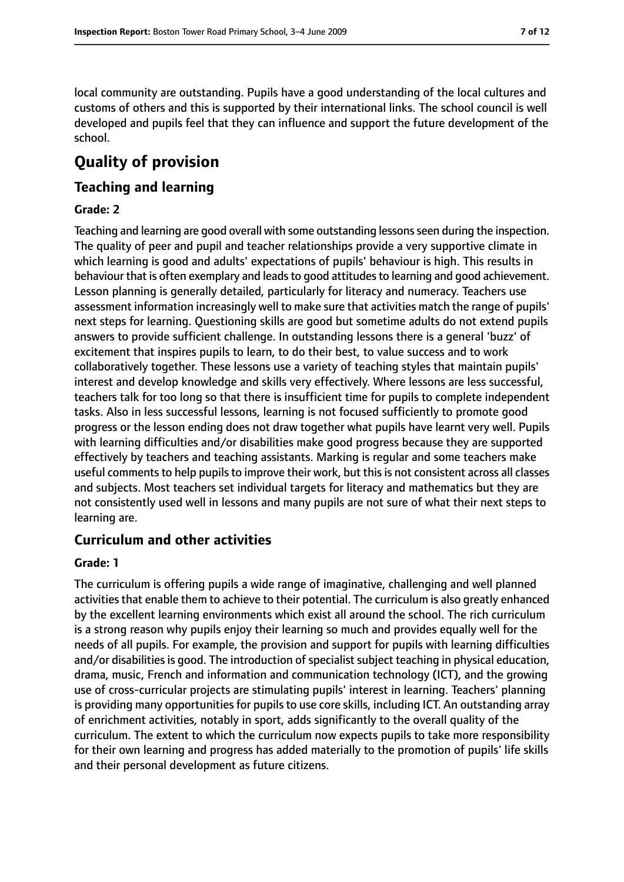local community are outstanding. Pupils have a good understanding of the local cultures and customs of others and this is supported by their international links. The school council is well developed and pupils feel that they can influence and support the future development of the school.

# Quality of provision

## Teaching and learning

**Grade: 2**

Teaching and learning are good overall with some outstanding lessons seen during the inspection. The quality of peer and pupil and teacher relationships provide a very supportive climate in which learning is good and adults' expectations of pupils' behaviour is high. This results in behaviour that is often exemplary and leads to good attitudes to learning and good achievement. Lesson planning is generally detailed, particularly for literacy and numeracy. Teachers use assessment information increasingly well to make sure that activities match the range of pupils' next steps for learning. Questioning skills are good but sometime adults do not extend pupils answers to provide sufficient challenge. In outstanding lessons there is a general 'buzz' of excitement that inspires pupils to learn, to do their best, to value success and to work collaboratively together. These lessons use a variety of teaching styles that maintain pupils' interest and develop knowledge and skills very effectively. Where lessons are less successful, teachers talk for too long so that there is insufficient time for pupils to complete independent tasks. Also in less successful lessons, learning is not focused sufficiently to promote good progress or the lesson ending does not draw together what pupils have learnt very well. Pupils with learning difficulties and/or disabilities make good progress because they are supported effectively by teachers and teaching assistants. Marking is regular and some teachers make useful comments to help pupils to improve their work, but this is not consistent across all classes and subjects. Most teachers set individual targets for literacy and mathematics but they are not consistently used well in lessons and many pupils are not sure of what their next steps to learning are.

## Curriculum and other activities

**Grade: 1**

The curriculum is offering pupils a wide range of imaginative, challenging and well planned activities that enable them to achieve to their potential. The curriculum is also greatly enhanced by the excellent learning environments which exist all around the school. The rich curriculum is a strong reason why pupils enjoy their learning so much and provides equally well for the needs of all pupils. For example, the provision and support for pupils with learning difficulties and/or disabilities is good. The introduction of specialist subject teaching in physical education, drama, music, French and information and communication technology (ICT), and the growing use of cross-curricular projects are stimulating pupils' interest in learning. Teachers' planning is providing many opportunities for pupils to use core skills, including ICT. An outstanding array of enrichment activities, notably in sport, adds significantly to the overall quality of the curriculum. The extent to which the curriculum now expects pupils to take more responsibility for their own learning and progress has added materially to the promotion of pupils' life skills and their personal development as future citizens.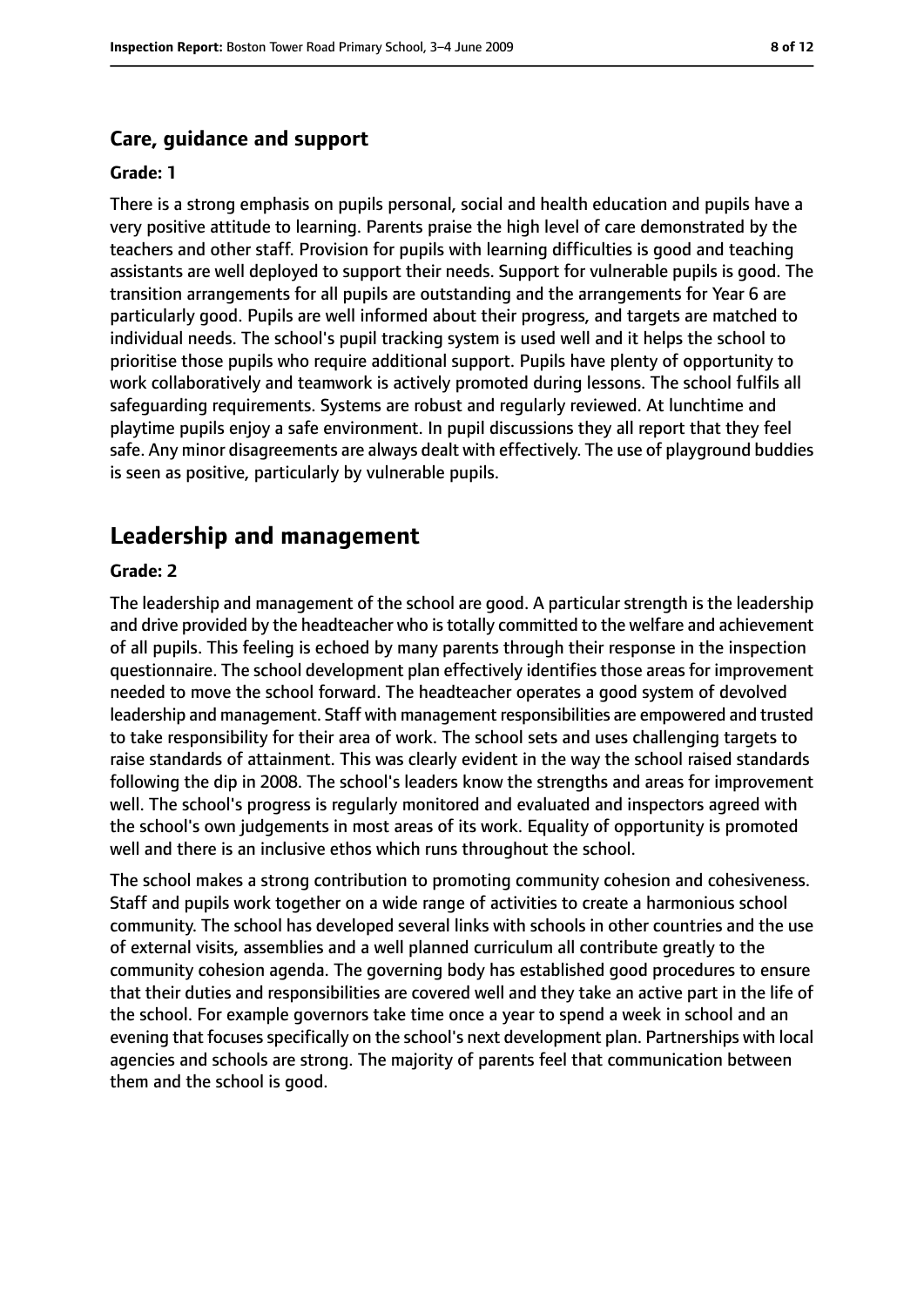### Care, guidance and support

**Grade: 1**

There is a strong emphasis on pupils personal, social and health education and pupils have a very positive attitude to learning. Parents praise the high level of care demonstrated by the teachers and other staff. Provision for pupils with learning difficulties is good and teaching assistants are well deployed to support their needs. Support for vulnerable pupils is good. The transition arrangements for all pupils are outstanding and the arrangements for Year 6 are particularly good. Pupils are well informed about their progress, and targets are matched to individual needs. The school's pupil tracking system is used well and it helps the school to prioritise those pupils who require additional support. Pupils have plenty of opportunity to work collaboratively and teamwork is actively promoted during lessons. The school fulfils all safeguarding requirements. Systems are robust and regularly reviewed. At lunchtime and playtime pupils enjoy a safe environment. In pupil discussions they all report that they feel safe. Any minor disagreements are always dealt with effectively. The use of playground buddies is seen as positive, particularly by vulnerable pupils.

## Leadership and management

**Grade: 2**

The leadership and management of the school are good. A particular strength is the leadership and drive provided by the headteacher who is totally committed to the welfare and achievement of all pupils. This feeling is echoed by many parents through their response in the inspection questionnaire. The school development plan effectively identifies those areas for improvement needed to move the school forward. The headteacher operates a good system of devolved leadership and management. Staff with management responsibilities are empowered and trusted to take responsibility for their area of work. The school sets and uses challenging targets to raise standards of attainment. This was clearly evident in the way the school raised standards following the dip in 2008. The school's leaders know the strengths and areas for improvement well. The school's progress is regularly monitored and evaluated and inspectors agreed with the school's own judgements in most areas of its work. Equality of opportunity is promoted well and there is an inclusive ethos which runs throughout the school.

The school makes a strong contribution to promoting community cohesion and cohesiveness. Staff and pupils work together on a wide range of activities to create a harmonious school community. The school has developed several links with schools in other countries and the use of external visits, assemblies and a well planned curriculum all contribute greatly to the community cohesion agenda. The governing body has established good procedures to ensure that their duties and responsibilities are covered well and they take an active part in the life of the school. For example governors take time once a year to spend a week in school and an evening that focuses specifically on the school's next development plan. Partnerships with local agencies and schools are strong. The majority of parents feel that communication between them and the school is good.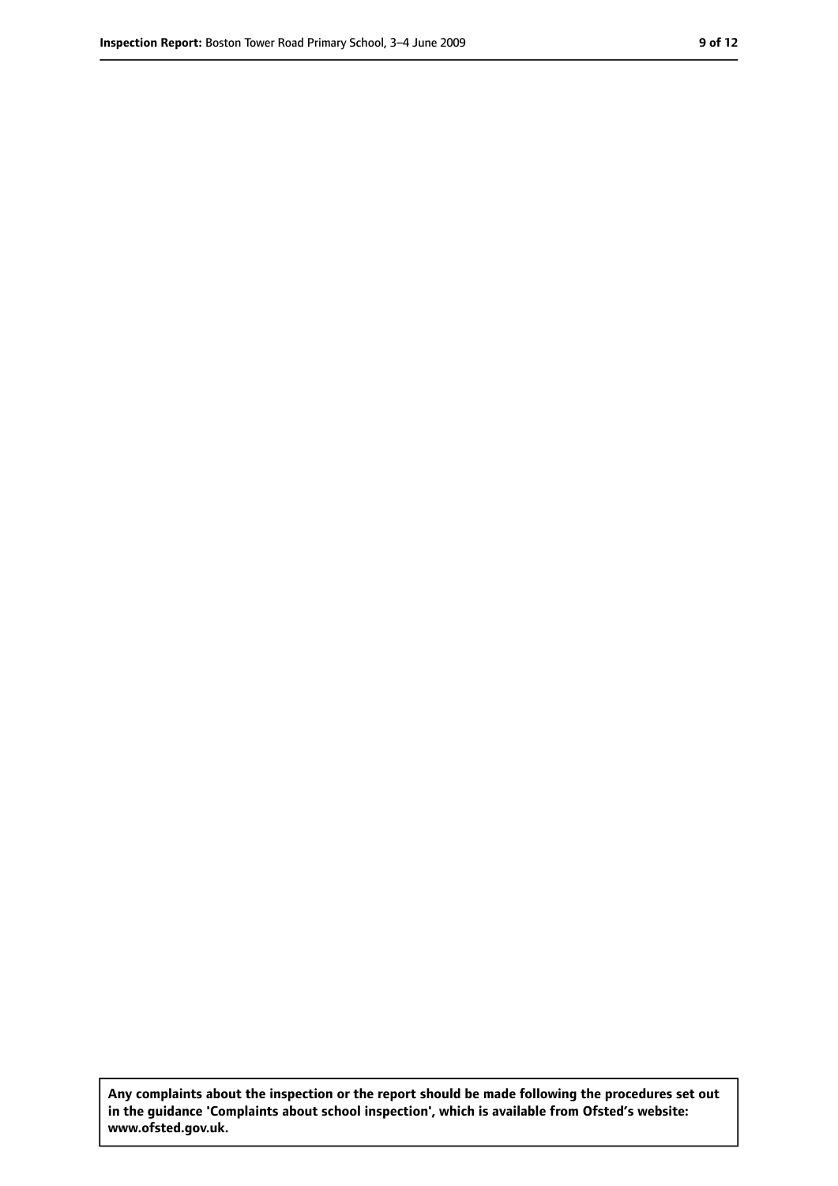**Any complaints about the inspection or the report should be made following the procedures set out in the guidance 'Complaints about school inspection', which is available from Ofsted's website: www.ofsted.gov.uk.**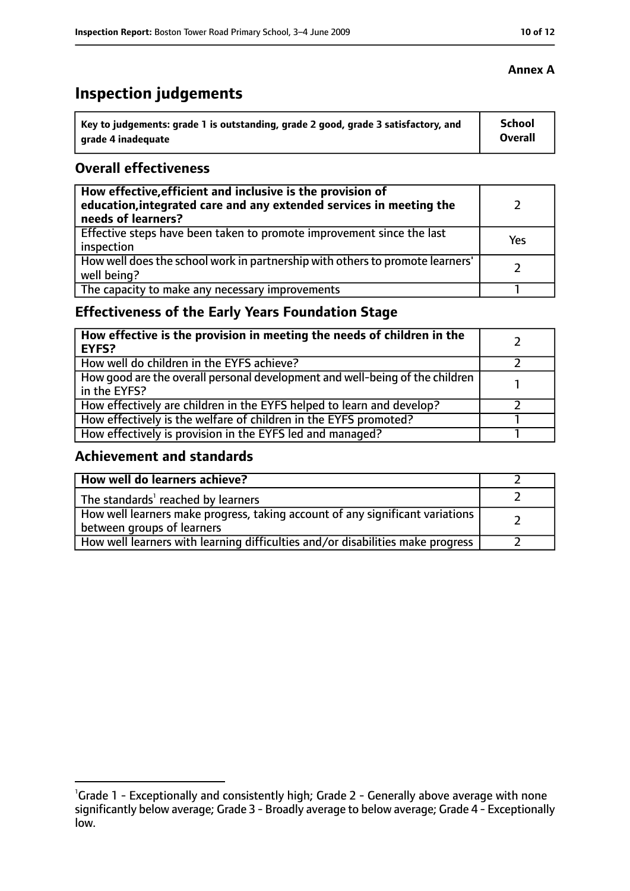**Annex A**

# Inspection judgements

| Key to judgements: grade 1 is outstanding, grade 2 good, grade 3 satisfactory, and grade 4 inadequate | School Overall |
|---|---|

## Overall effectiveness

| | |
|---|---|
| **How effective, efficient and inclusive is the provision of education, integrated care and any extended services in meeting the needs of learners?** | 2 |
| Effective steps have been taken to promote improvement since the last inspection | Yes |
| How well does the school work in partnership with others to promote learners' well being? | 2 |
| The capacity to make any necessary improvements | 1 |

## Effectiveness of the Early Years Foundation Stage

| | |
|---|---|
| **How effective is the provision in meeting the needs of children in the EYFS?** | 2 |
| How well do children in the EYFS achieve? | 2 |
| How good are the overall personal development and well-being of the children in the EYFS? | 1 |
| How effectively are children in the EYFS helped to learn and develop? | 2 |
| How effectively is the welfare of children in the EYFS promoted? | 1 |
| How effectively is provision in the EYFS led and managed? | 1 |

## Achievement and standards

| | |
|---|---|
| **How well do learners achieve?** | 2 |
| The standards[1] reached by learners | 2 |
| How well learners make progress, taking account of any significant variations between groups of learners | 2 |
| How well learners with learning difficulties and/or disabilities make progress | 2 |

[1]Grade 1 - Exceptionally and consistently high; Grade 2 - Generally above average with none significantly below average; Grade 3 - Broadly average to below average; Grade 4 - Exceptionally low.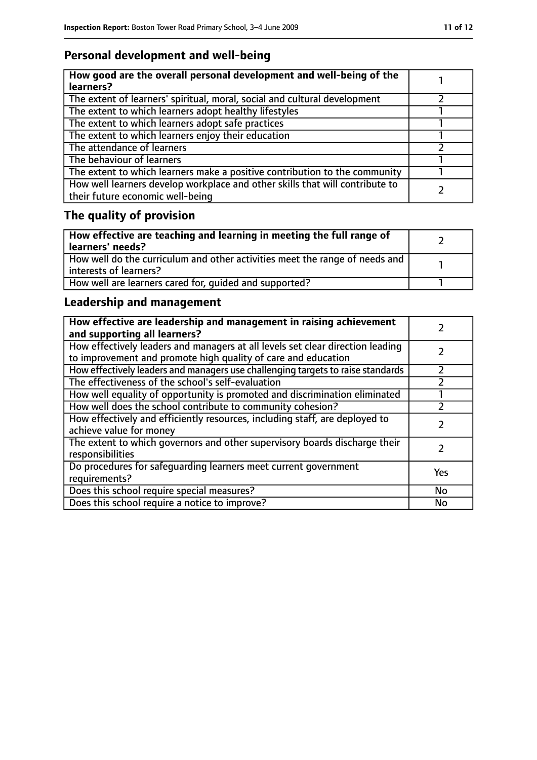## Personal development and well-being

| How good are the overall personal development and well-being of the learners? | 1 |
|---|---|
| The extent of learners' spiritual, moral, social and cultural development | 2 |
| The extent to which learners adopt healthy lifestyles | 1 |
| The extent to which learners adopt safe practices | 1 |
| The extent to which learners enjoy their education | 1 |
| The attendance of learners | 2 |
| The behaviour of learners | 1 |
| The extent to which learners make a positive contribution to the community | 1 |
| How well learners develop workplace and other skills that will contribute to their future economic well-being | 2 |

## The quality of provision

| How effective are teaching and learning in meeting the full range of learners' needs? | 2 |
|---|---|
| How well do the curriculum and other activities meet the range of needs and interests of learners? | 1 |
| How well are learners cared for, guided and supported? | 1 |

## Leadership and management

| How effective are leadership and management in raising achievement and supporting all learners? | 2 |
|---|---|
| How effectively leaders and managers at all levels set clear direction leading to improvement and promote high quality of care and education | 2 |
| How effectively leaders and managers use challenging targets to raise standards | 2 |
| The effectiveness of the school's self-evaluation | 2 |
| How well equality of opportunity is promoted and discrimination eliminated | 1 |
| How well does the school contribute to community cohesion? | 2 |
| How effectively and efficiently resources, including staff, are deployed to achieve value for money | 2 |
| The extent to which governors and other supervisory boards discharge their responsibilities | 2 |
| Do procedures for safeguarding learners meet current government requirements? | Yes |
| Does this school require special measures? | No |
| Does this school require a notice to improve? | No |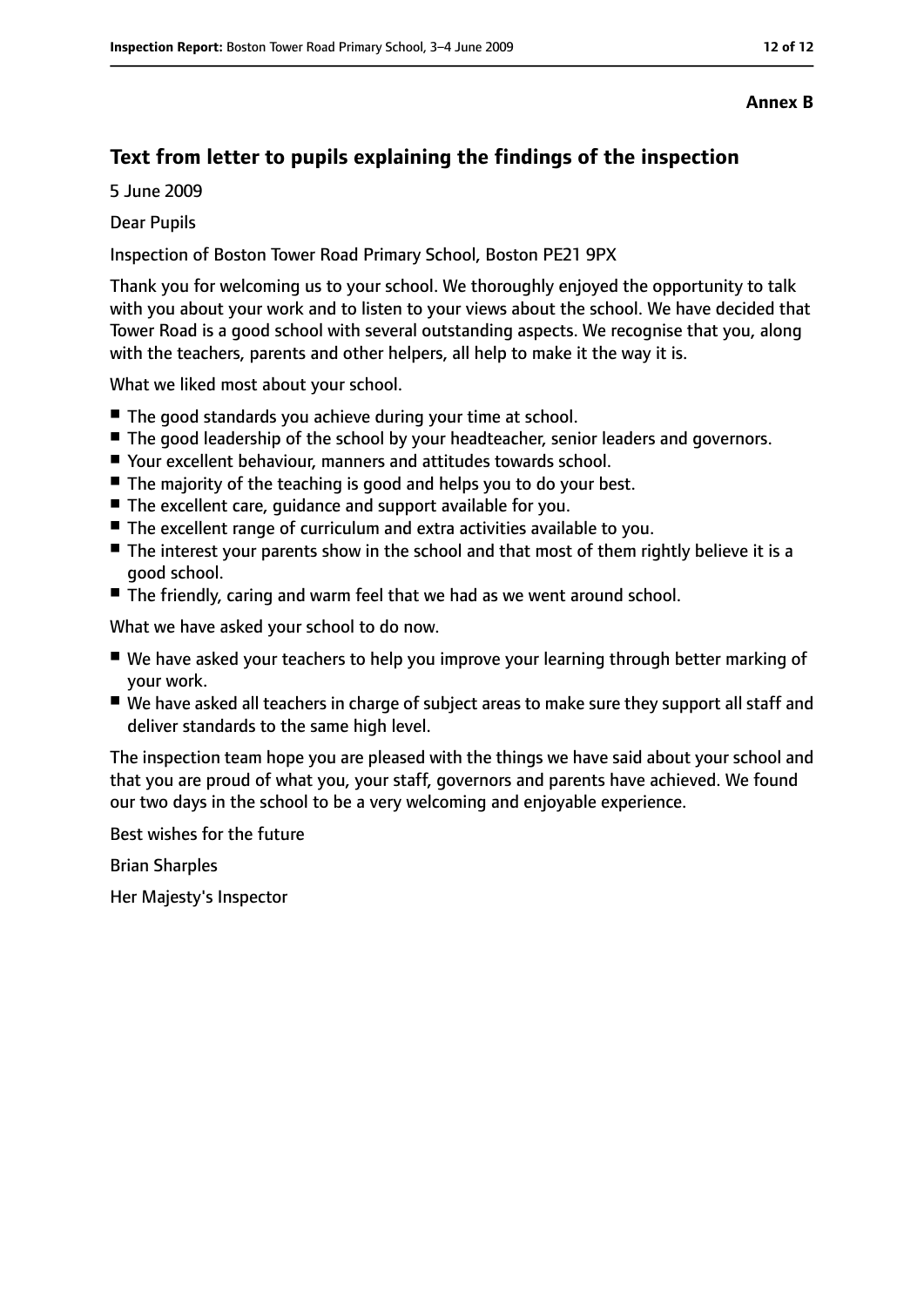**Annex B**

## Text from letter to pupils explaining the findings of the inspection

5 June 2009

Dear Pupils

Inspection of Boston Tower Road Primary School, Boston PE21 9PX

Thank you for welcoming us to your school. We thoroughly enjoyed the opportunity to talk with you about your work and to listen to your views about the school. We have decided that Tower Road is a good school with several outstanding aspects. We recognise that you, along with the teachers, parents and other helpers, all help to make it the way it is.

What we liked most about your school.

- The good standards you achieve during your time at school.
- The good leadership of the school by your headteacher, senior leaders and governors.
- Your excellent behaviour, manners and attitudes towards school.
- The majority of the teaching is good and helps you to do your best.
- The excellent care, guidance and support available for you.
- The excellent range of curriculum and extra activities available to you.
- The interest your parents show in the school and that most of them rightly believe it is a good school.
- The friendly, caring and warm feel that we had as we went around school.

What we have asked your school to do now.

- We have asked your teachers to help you improve your learning through better marking of your work.
- We have asked all teachers in charge of subject areas to make sure they support all staff and deliver standards to the same high level.

The inspection team hope you are pleased with the things we have said about your school and that you are proud of what you, your staff, governors and parents have achieved. We found our two days in the school to be a very welcoming and enjoyable experience.

Best wishes for the future

Brian Sharples

Her Majesty's Inspector